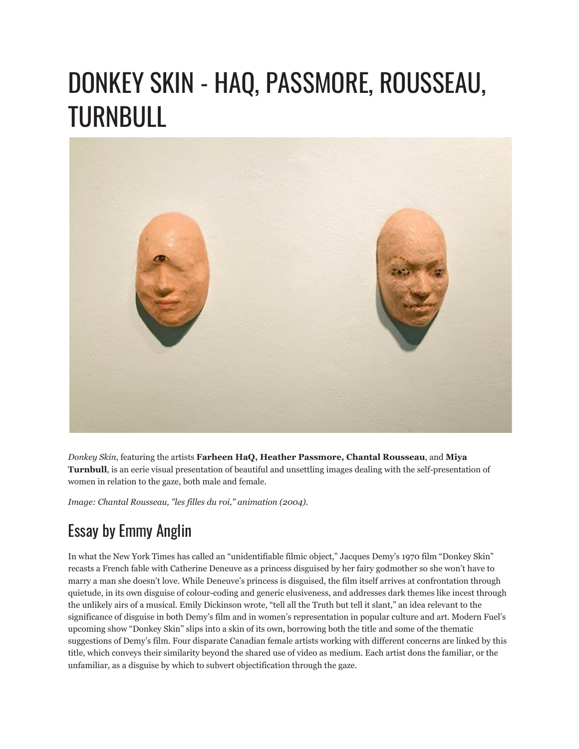# DONKEY SKIN - HAQ, PASSMORE, ROUSSEAU, TURNBULL

*Donkey Skin*, featuring the artists **Farheen HaQ, Heather Passmore, Chantal Rousseau**, and **Miya Turnbull**, is an eerie visual presentation of beautiful and unsettling images dealing with the self-presentation of women in relation to the gaze, both male and female.

*Image: Chantal Rousseau, "les filles du roi," animation (2004).*

## Essay by Emmy Anglin

In what the New York Times has called an "unidentifiable filmic object," Jacques Demy's 1970 film "Donkey Skin" recasts a French fable with Catherine Deneuve as a princess disguised by her fairy godmother so she won't have to marry a man she doesn't love. While Deneuve's princess is disguised, the film itself arrives at confrontation through quietude, in its own disguise of colour-coding and generic elusiveness, and addresses dark themes like incest through the unlikely airs of a musical. Emily Dickinson wrote, "tell all the Truth but tell it slant," an idea relevant to the significance of disguise in both Demy's film and in women's representation in popular culture and art. Modern Fuel's upcoming show "Donkey Skin" slips into a skin of its own, borrowing both the title and some of the thematic suggestions of Demy's film. Four disparate Canadian female artists working with different concerns are linked by this title, which conveys their similarity beyond the shared use of video as medium. Each artist dons the familiar, or the unfamiliar, as a disguise by which to subvert objectification through the gaze.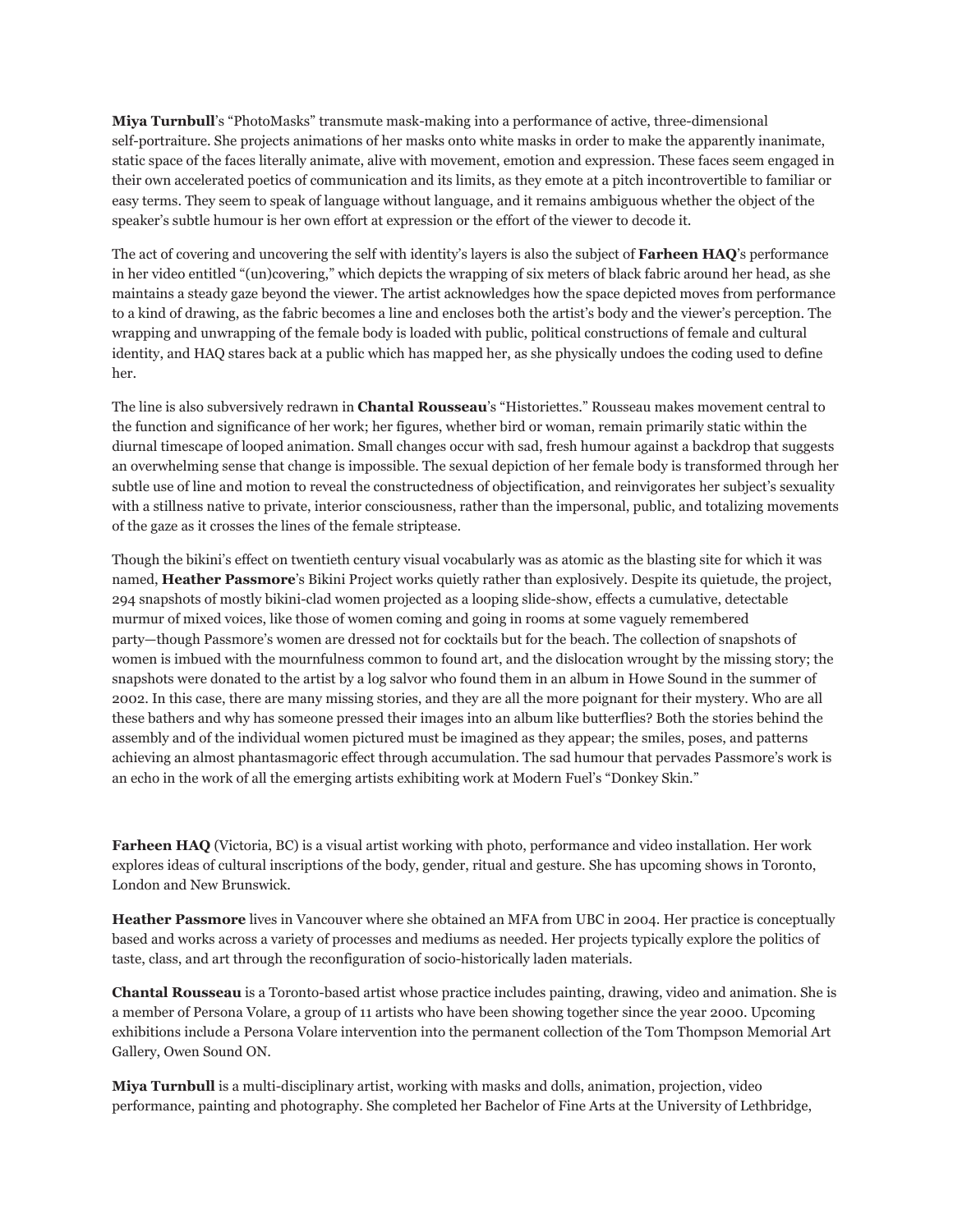**Miya Turnbull**'s "PhotoMasks" transmute mask-making into a performance of active, three-dimensional self-portraiture. She projects animations of her masks onto white masks in order to make the apparently inanimate, static space of the faces literally animate, alive with movement, emotion and expression. These faces seem engaged in their own accelerated poetics of communication and its limits, as they emote at a pitch incontrovertible to familiar or easy terms. They seem to speak of language without language, and it remains ambiguous whether the object of the speaker's subtle humour is her own effort at expression or the effort of the viewer to decode it.

The act of covering and uncovering the self with identity's layers is also the subject of **Farheen HAQ**'s performance in her video entitled "(un)covering," which depicts the wrapping of six meters of black fabric around her head, as she maintains a steady gaze beyond the viewer. The artist acknowledges how the space depicted moves from performance to a kind of drawing, as the fabric becomes a line and encloses both the artist's body and the viewer's perception. The wrapping and unwrapping of the female body is loaded with public, political constructions of female and cultural identity, and HAQ stares back at a public which has mapped her, as she physically undoes the coding used to define her.

The line is also subversively redrawn in **Chantal Rousseau**'s "Historiettes." Rousseau makes movement central to the function and significance of her work; her figures, whether bird or woman, remain primarily static within the diurnal timescape of looped animation. Small changes occur with sad, fresh humour against a backdrop that suggests an overwhelming sense that change is impossible. The sexual depiction of her female body is transformed through her subtle use of line and motion to reveal the constructedness of objectification, and reinvigorates her subject's sexuality with a stillness native to private, interior consciousness, rather than the impersonal, public, and totalizing movements of the gaze as it crosses the lines of the female striptease.

Though the bikini's effect on twentieth century visual vocabularly was as atomic as the blasting site for which it was named, **Heather Passmore**'s Bikini Project works quietly rather than explosively. Despite its quietude, the project, 294 snapshots of mostly bikini-clad women projected as a looping slide-show, effects a cumulative, detectable murmur of mixed voices, like those of women coming and going in rooms at some vaguely remembered party—though Passmore's women are dressed not for cocktails but for the beach. The collection of snapshots of women is imbued with the mournfulness common to found art, and the dislocation wrought by the missing story; the snapshots were donated to the artist by a log salvor who found them in an album in Howe Sound in the summer of 2002. In this case, there are many missing stories, and they are all the more poignant for their mystery. Who are all these bathers and why has someone pressed their images into an album like butterflies? Both the stories behind the assembly and of the individual women pictured must be imagined as they appear; the smiles, poses, and patterns achieving an almost phantasmagoric effect through accumulation. The sad humour that pervades Passmore's work is an echo in the work of all the emerging artists exhibiting work at Modern Fuel's "Donkey Skin."

**Farheen HAQ** (Victoria, BC) is a visual artist working with photo, performance and video installation. Her work explores ideas of cultural inscriptions of the body, gender, ritual and gesture. She has upcoming shows in Toronto, London and New Brunswick.

**Heather Passmore** lives in Vancouver where she obtained an MFA from UBC in 2004. Her practice is conceptually based and works across a variety of processes and mediums as needed. Her projects typically explore the politics of taste, class, and art through the reconfiguration of socio-historically laden materials.

**Chantal Rousseau** is a Toronto-based artist whose practice includes painting, drawing, video and animation. She is a member of Persona Volare, a group of 11 artists who have been showing together since the year 2000. Upcoming exhibitions include a Persona Volare intervention into the permanent collection of the Tom Thompson Memorial Art Gallery, Owen Sound ON.

**Miya Turnbull** is a multi-disciplinary artist, working with masks and dolls, animation, projection, video performance, painting and photography. She completed her Bachelor of Fine Arts at the University of Lethbridge,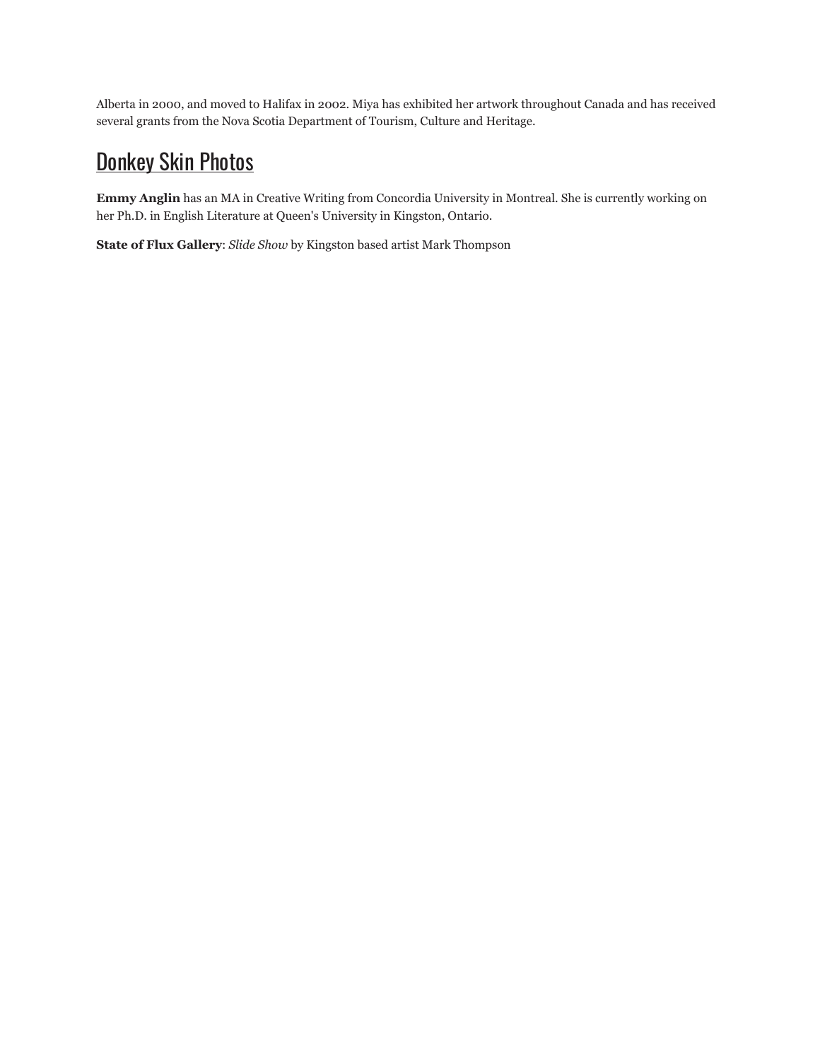Alberta in 2000, and moved to Halifax in 2002. Miya has exhibited her artwork throughout Canada and has received several grants from the Nova Scotia Department of Tourism, Culture and Heritage.

## Donkey Skin Photos

**Emmy Anglin** has an MA in Creative Writing from Concordia University in Montreal. She is currently working on her Ph.D. in English Literature at Queen's University in Kingston, Ontario.

**State of Flux Gallery**: *Slide Show* by Kingston based artist Mark Thompson